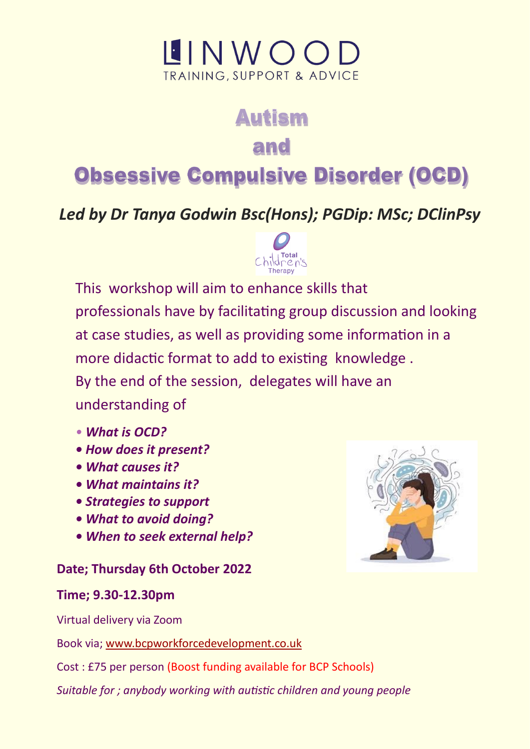LINWOOD
TRAINING, SUPPORT & ADVICE

# Autism
# and
# Obsessive Compulsive Disorder (OCD)

***Led by Dr Tanya Godwin Bsc(Hons); PGDip: MSc; DClinPsy***

Total Children's Therapy

This workshop will aim to enhance skills that professionals have by facilitating group discussion and looking at case studies, as well as providing some information in a more didactic format to add to existing knowledge . By the end of the session, delegates will have an understanding of

- ***What is OCD?***
- ***How does it present?***
- ***What causes it?***
- ***What maintains it?***
- ***Strategies to support***
- ***What to avoid doing?***
- ***When to seek external help?***

**Date; Thursday 6th October 2022**

**Time; 9.30-12.30pm**

Virtual delivery via Zoom

Book via; www.bcpworkforcedevelopment.co.uk

Cost : £75 per person (Boost funding available for BCP Schools)

*Suitable for ; anybody working with autistic children and young people*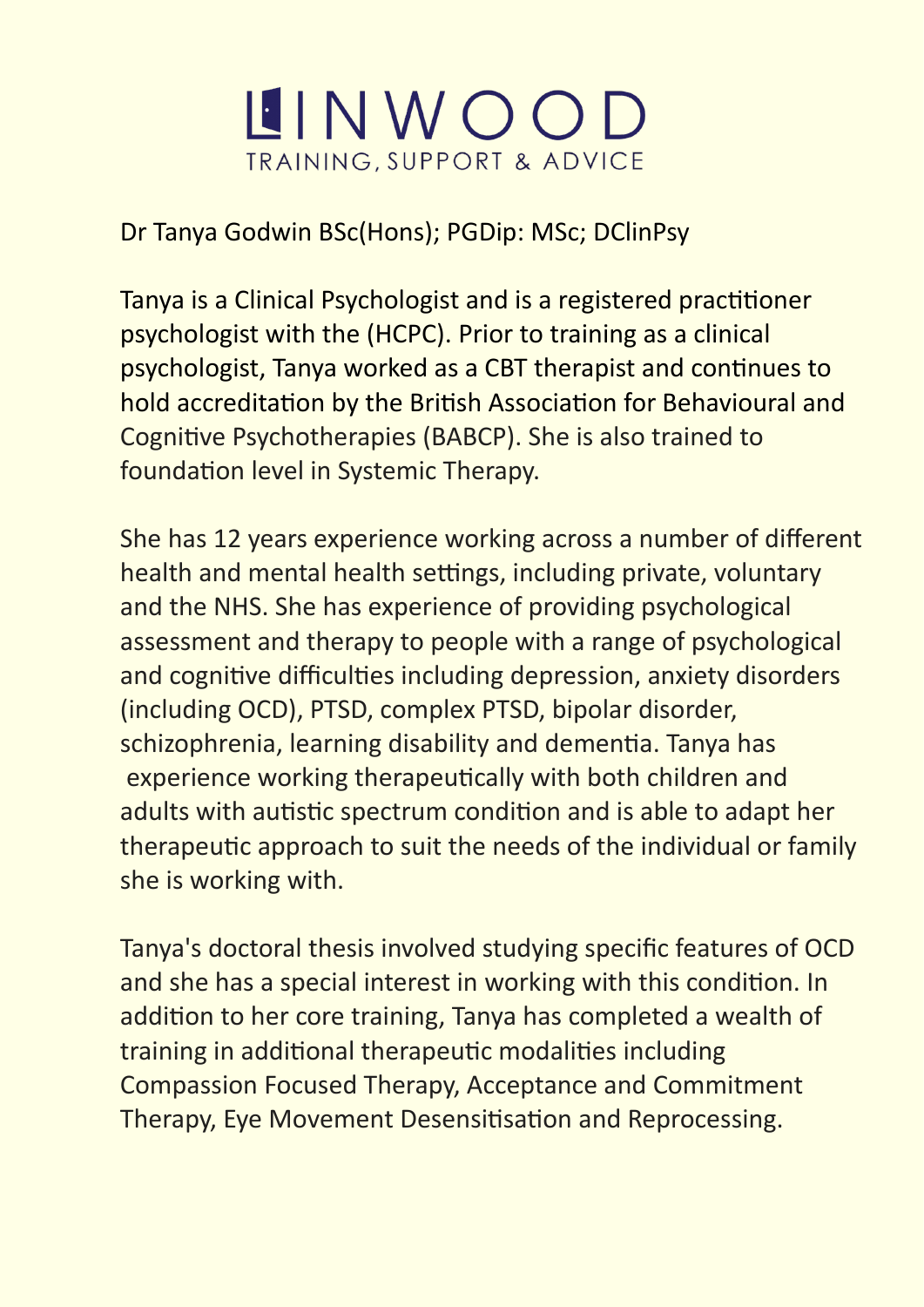# LINWOOD

TRAINING, SUPPORT & ADVICE

Dr Tanya Godwin BSc(Hons); PGDip: MSc; DClinPsy

Tanya is a Clinical Psychologist and is a registered practitioner psychologist with the (HCPC). Prior to training as a clinical psychologist, Tanya worked as a CBT therapist and continues to hold accreditation by the British Association for Behavioural and Cognitive Psychotherapies (BABCP). She is also trained to foundation level in Systemic Therapy.

She has 12 years experience working across a number of different health and mental health settings, including private, voluntary and the NHS. She has experience of providing psychological assessment and therapy to people with a range of psychological and cognitive difficulties including depression, anxiety disorders (including OCD), PTSD, complex PTSD, bipolar disorder, schizophrenia, learning disability and dementia. Tanya has experience working therapeutically with both children and adults with autistic spectrum condition and is able to adapt her therapeutic approach to suit the needs of the individual or family she is working with.

Tanya's doctoral thesis involved studying specific features of OCD and she has a special interest in working with this condition. In addition to her core training, Tanya has completed a wealth of training in additional therapeutic modalities including Compassion Focused Therapy, Acceptance and Commitment Therapy, Eye Movement Desensitisation and Reprocessing.